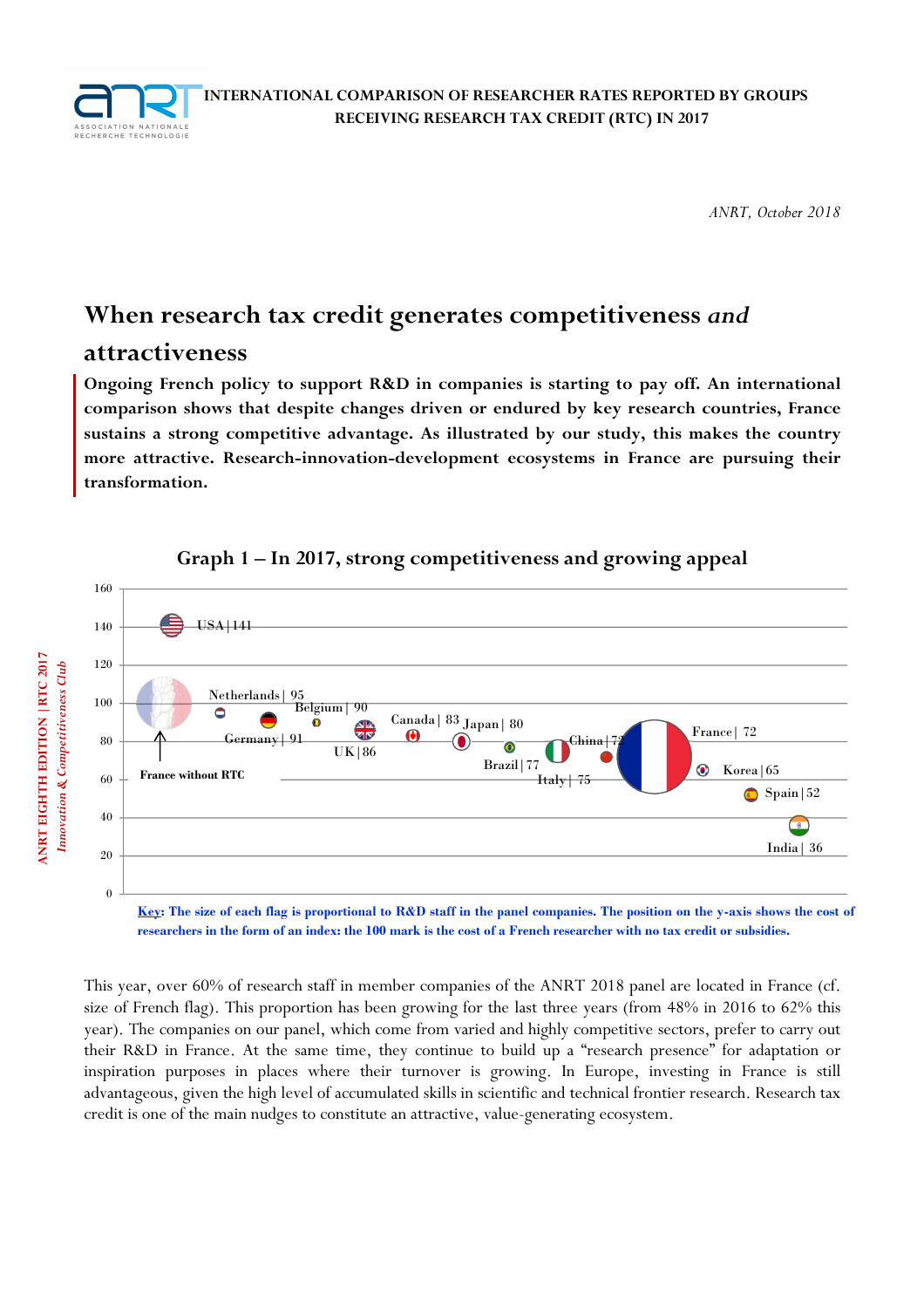INTERNATIONAL COMPARISON OF RESEARCHER RATES REPORTED BY GROUPS RECEIVING RESEARCH TAX CREDIT (RTC) IN 2017

*ANRT, October 2018*

# When research tax credit generates competitiveness *and* attractiveness

**Ongoing French policy to support R&D in companies is starting to pay off. An international comparison shows that despite changes driven or endured by key research countries, France sustains a strong competitive advantage. As illustrated by our study, this makes the country more attractive. Research-innovation-development ecosystems in France are pursuing their transformation.**

**Graph 1 – In 2017, strong competitiveness and growing appeal**

| Country | Index |
|---|---|
| USA | 141 |
| France without RTC | 100 |
| Netherlands | 95 |
| Germany | 91 |
| Belgium | 90 |
| UK | 86 |
| Canada | 83 |
| Japan | 80 |
| Brazil | 77 |
| Italy | 75 |
| China | 72 |
| France | 72 |
| Korea | 65 |
| Spain | 52 |
| India | 36 |

**Key: The size of each flag is proportional to R&D staff in the panel companies. The position on the y-axis shows the cost of researchers in the form of an index: the 100 mark is the cost of a French researcher with no tax credit or subsidies.**

This year, over 60% of research staff in member companies of the ANRT 2018 panel are located in France (cf. size of French flag). This proportion has been growing for the last three years (from 48% in 2016 to 62% this year). The companies on our panel, which come from varied and highly competitive sectors, prefer to carry out their R&D in France. At the same time, they continue to build up a "research presence" for adaptation or inspiration purposes in places where their turnover is growing. In Europe, investing in France is still advantageous, given the high level of accumulated skills in scientific and technical frontier research. Research tax credit is one of the main nudges to constitute an attractive, value-generating ecosystem.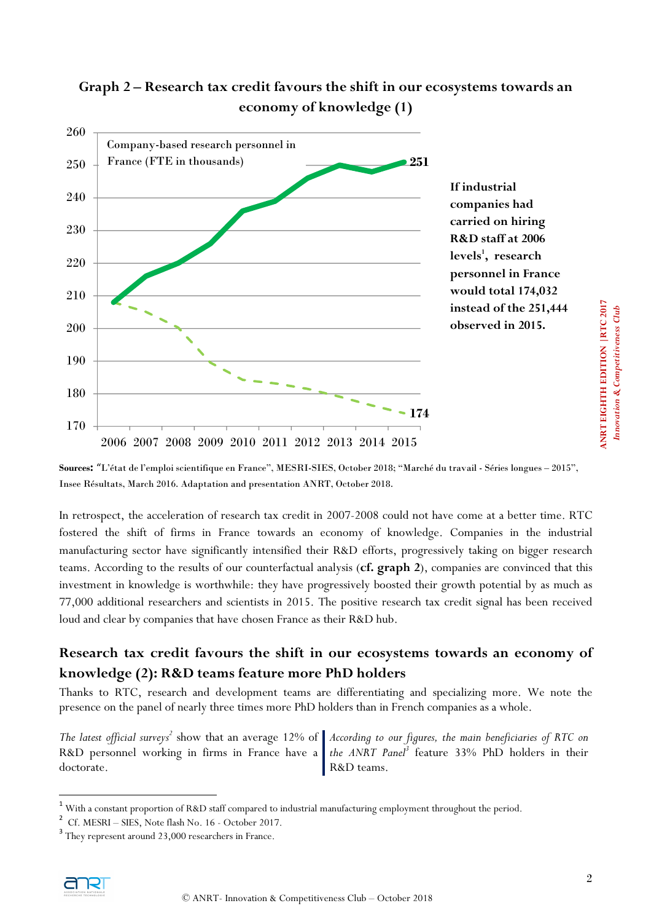**Graph 2 – Research tax credit favours the shift in our ecosystems towards an economy of knowledge (1)**

Company-based research personnel in France (FTE in thousands)

**If industrial companies had carried on hiring R&D staff at 2006 levels[1], research personnel in France would total 174,032 instead of the 251,444 observed in 2015.**

**Sources:** "L'état de l'emploi scientifique en France", MESRI-SIES, October 2018; "Marché du travail - Séries longues – 2015", Insee Résultats, March 2016. Adaptation and presentation ANRT, October 2018.

In retrospect, the acceleration of research tax credit in 2007-2008 could not have come at a better time. RTC fostered the shift of firms in France towards an economy of knowledge. Companies in the industrial manufacturing sector have significantly intensified their R&D efforts, progressively taking on bigger research teams. According to the results of our counterfactual analysis (**cf. graph 2**), companies are convinced that this investment in knowledge is worthwhile: they have progressively boosted their growth potential by as much as 77,000 additional researchers and scientists in 2015. The positive research tax credit signal has been received loud and clear by companies that have chosen France as their R&D hub.

## Research tax credit favours the shift in our ecosystems towards an economy of knowledge (2): R&D teams feature more PhD holders

Thanks to RTC, research and development teams are differentiating and specializing more. We note the presence on the panel of nearly three times more PhD holders than in French companies as a whole.

*The latest official surveys*[2] show that an average 12% of R&D personnel working in firms in France have a doctorate.

*According to our figures, the main beneficiaries of RTC on the ANRT Panel*[3] feature 33% PhD holders in their R&D teams.

---

[1] With a constant proportion of R&D staff compared to industrial manufacturing employment throughout the period.

[2] Cf. MESRI – SIES, Note flash No. 16 - October 2017.

[3] They represent around 23,000 researchers in France.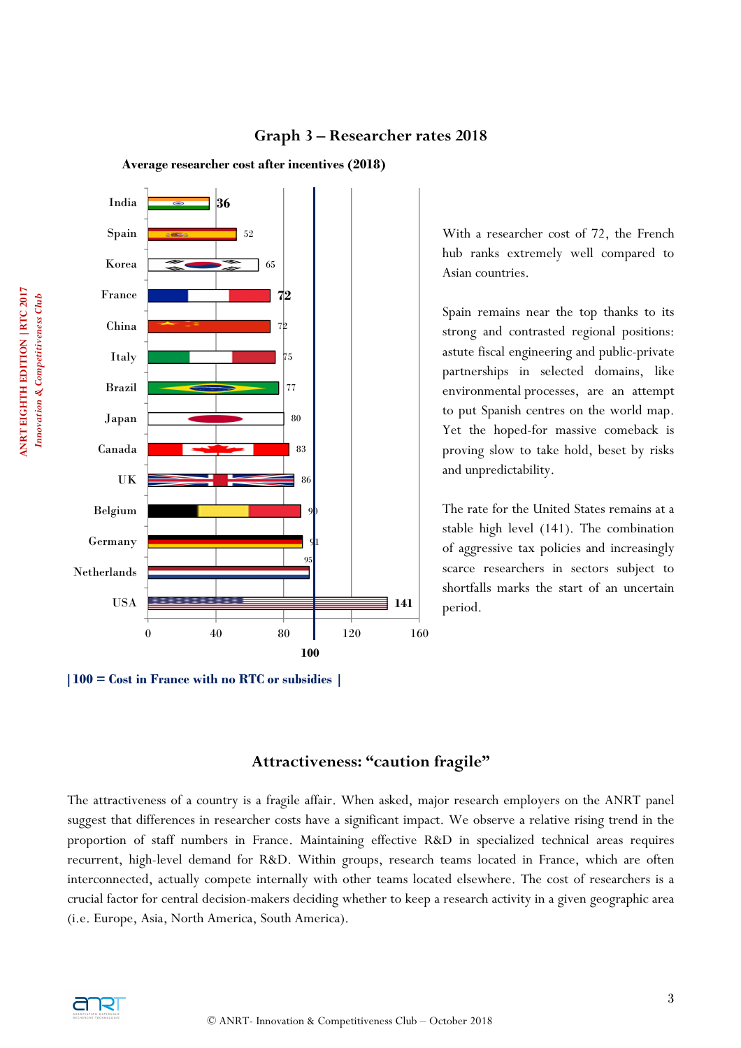## Graph 3 – Researcher rates 2018

**Average researcher cost after incentives (2018)**

| Country | Cost |
|---|---|
| India | 36 |
| Spain | 52 |
| Korea | 65 |
| France | 72 |
| China | 72 |
| Italy | 75 |
| Brazil | 77 |
| Japan | 80 |
| Canada | 83 |
| UK | 86 |
| Belgium | 90 |
| Germany | 91 |
| Netherlands | 95 |
| USA | 141 |

**| 100 = Cost in France with no RTC or subsidies |**

With a researcher cost of 72, the French hub ranks extremely well compared to Asian countries.

Spain remains near the top thanks to its strong and contrasted regional positions: astute fiscal engineering and public-private partnerships in selected domains, like environmental processes, are an attempt to put Spanish centres on the world map. Yet the hoped-for massive comeback is proving slow to take hold, beset by risks and unpredictability.

The rate for the United States remains at a stable high level (141). The combination of aggressive tax policies and increasingly scarce researchers in sectors subject to shortfalls marks the start of an uncertain period.

## Attractiveness: "caution fragile"

The attractiveness of a country is a fragile affair. When asked, major research employers on the ANRT panel suggest that differences in researcher costs have a significant impact. We observe a relative rising trend in the proportion of staff numbers in France. Maintaining effective R&D in specialized technical areas requires recurrent, high-level demand for R&D. Within groups, research teams located in France, which are often interconnected, actually compete internally with other teams located elsewhere. The cost of researchers is a crucial factor for central decision-makers deciding whether to keep a research activity in a given geographic area (i.e. Europe, Asia, North America, South America).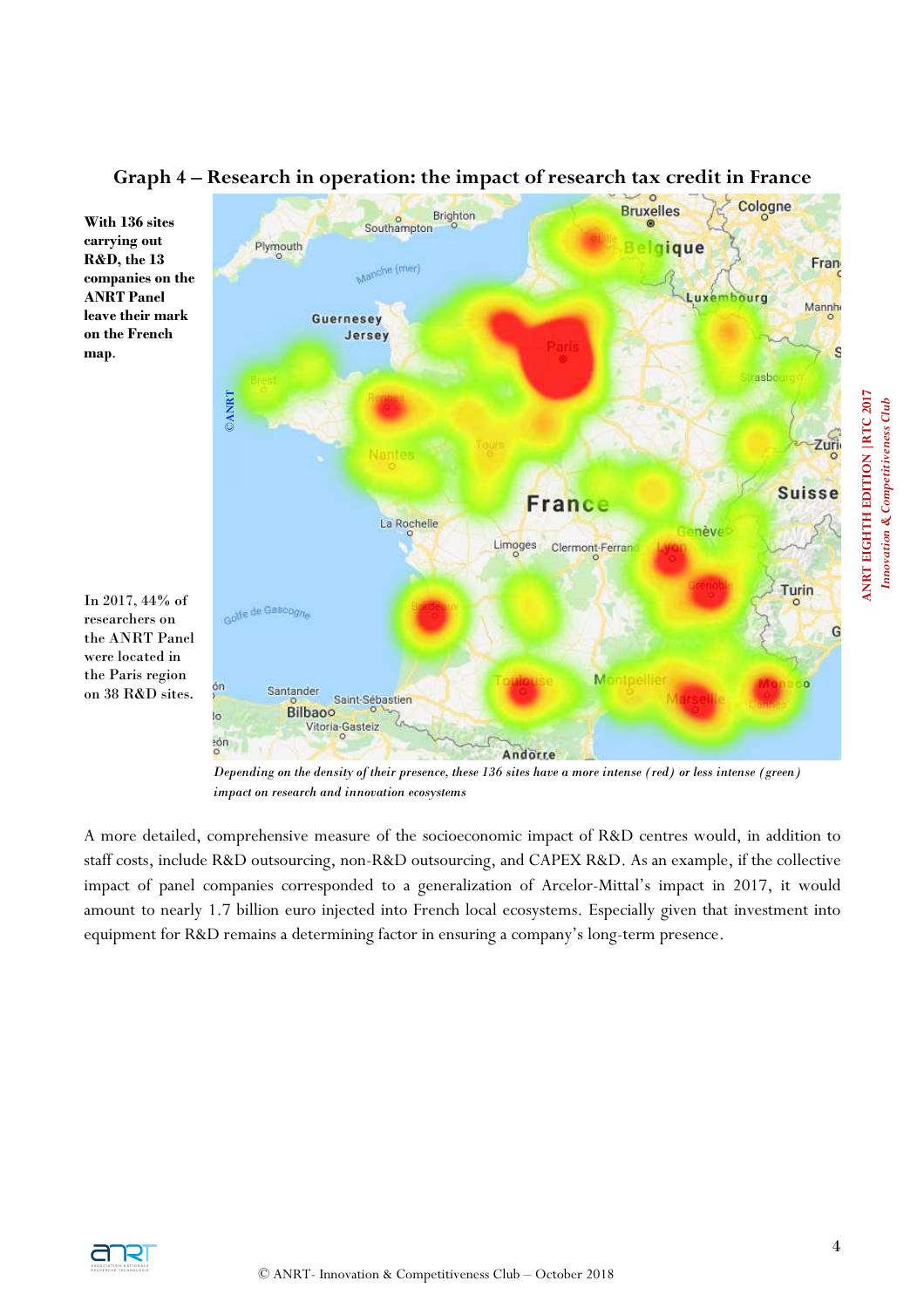**Graph 4 – Research in operation: the impact of research tax credit in France**

**With 136 sites carrying out R&D, the 13 companies on the ANRT Panel leave their mark on the French map.**

In 2017, 44% of researchers on the ANRT Panel were located in the Paris region on 38 R&D sites.

*Depending on the density of their presence, these 136 sites have a more intense (red) or less intense (green) impact on research and innovation ecosystems*

A more detailed, comprehensive measure of the socioeconomic impact of R&D centres would, in addition to staff costs, include R&D outsourcing, non-R&D outsourcing, and CAPEX R&D. As an example, if the collective impact of panel companies corresponded to a generalization of Arcelor-Mittal's impact in 2017, it would amount to nearly 1.7 billion euro injected into French local ecosystems. Especially given that investment into equipment for R&D remains a determining factor in ensuring a company's long-term presence.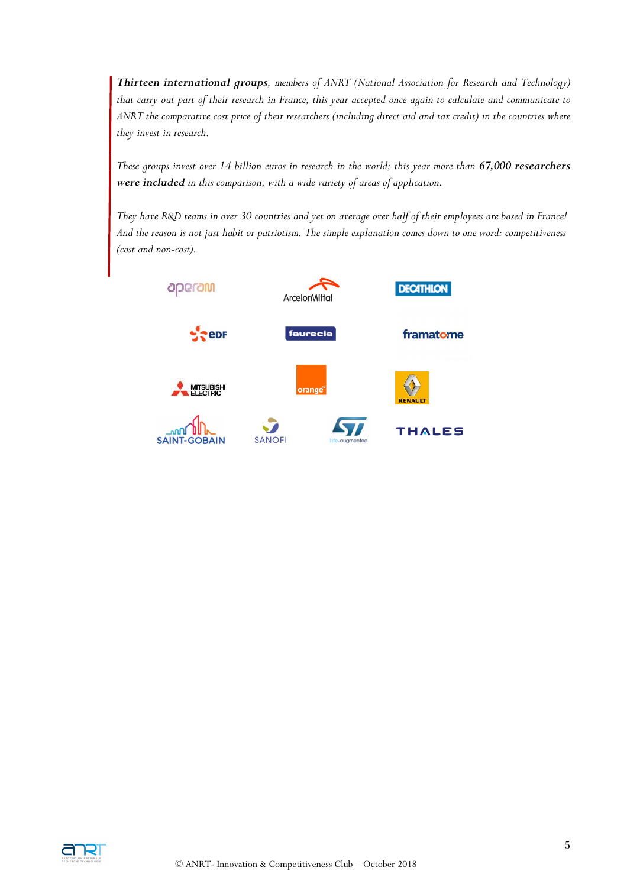***Thirteen international groups**, members of ANRT (National Association for Research and Technology) that carry out part of their research in France, this year accepted once again to calculate and communicate to ANRT the comparative cost price of their researchers (including direct aid and tax credit) in the countries where they invest in research.*

*These groups invest over 14 billion euros in research in the world; this year more than **67,000 researchers were included** in this comparison, with a wide variety of areas of application.*

*They have R&D teams in over 30 countries and yet on average over half of their employees are based in France! And the reason is not just habit or patriotism. The simple explanation comes down to one word: competitiveness (cost and non-cost).*

aperam | ArcelorMittal | DECATHLON

EDF | faurecia | framatome

MITSUBISHI ELECTRIC | orange | RENAULT

SAINT-GOBAIN | SANOFI | ST life.augmented | THALES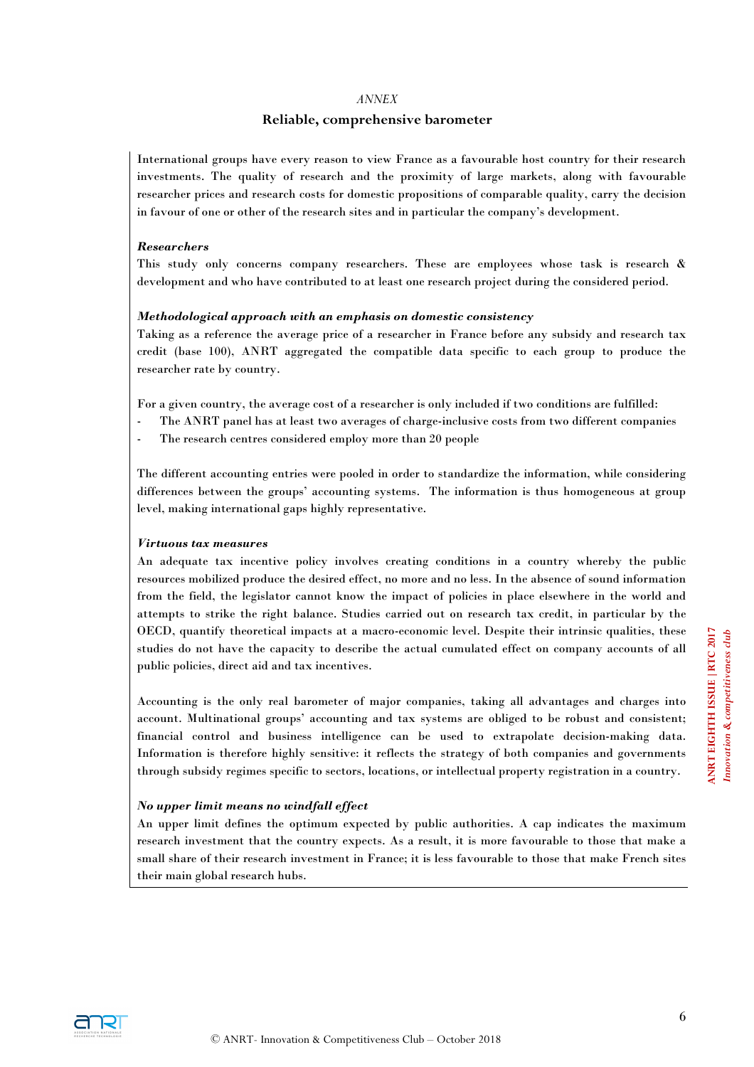*ANNEX*

## Reliable, comprehensive barometer

International groups have every reason to view France as a favourable host country for their research investments. The quality of research and the proximity of large markets, along with favourable researcher prices and research costs for domestic propositions of comparable quality, carry the decision in favour of one or other of the research sites and in particular the company's development.

***Researchers***

This study only concerns company researchers. These are employees whose task is research & development and who have contributed to at least one research project during the considered period.

***Methodological approach with an emphasis on domestic consistency***

Taking as a reference the average price of a researcher in France before any subsidy and research tax credit (base 100), ANRT aggregated the compatible data specific to each group to produce the researcher rate by country.

For a given country, the average cost of a researcher is only included if two conditions are fulfilled:

- The ANRT panel has at least two averages of charge-inclusive costs from two different companies
- The research centres considered employ more than 20 people

The different accounting entries were pooled in order to standardize the information, while considering differences between the groups' accounting systems. The information is thus homogeneous at group level, making international gaps highly representative.

***Virtuous tax measures***

An adequate tax incentive policy involves creating conditions in a country whereby the public resources mobilized produce the desired effect, no more and no less. In the absence of sound information from the field, the legislator cannot know the impact of policies in place elsewhere in the world and attempts to strike the right balance. Studies carried out on research tax credit, in particular by the OECD, quantify theoretical impacts at a macro-economic level. Despite their intrinsic qualities, these studies do not have the capacity to describe the actual cumulated effect on company accounts of all public policies, direct aid and tax incentives.

Accounting is the only real barometer of major companies, taking all advantages and charges into account. Multinational groups' accounting and tax systems are obliged to be robust and consistent; financial control and business intelligence can be used to extrapolate decision-making data. Information is therefore highly sensitive: it reflects the strategy of both companies and governments through subsidy regimes specific to sectors, locations, or intellectual property registration in a country.

***No upper limit means no windfall effect***

An upper limit defines the optimum expected by public authorities. A cap indicates the maximum research investment that the country expects. As a result, it is more favourable to those that make a small share of their research investment in France; it is less favourable to those that make French sites their main global research hubs.